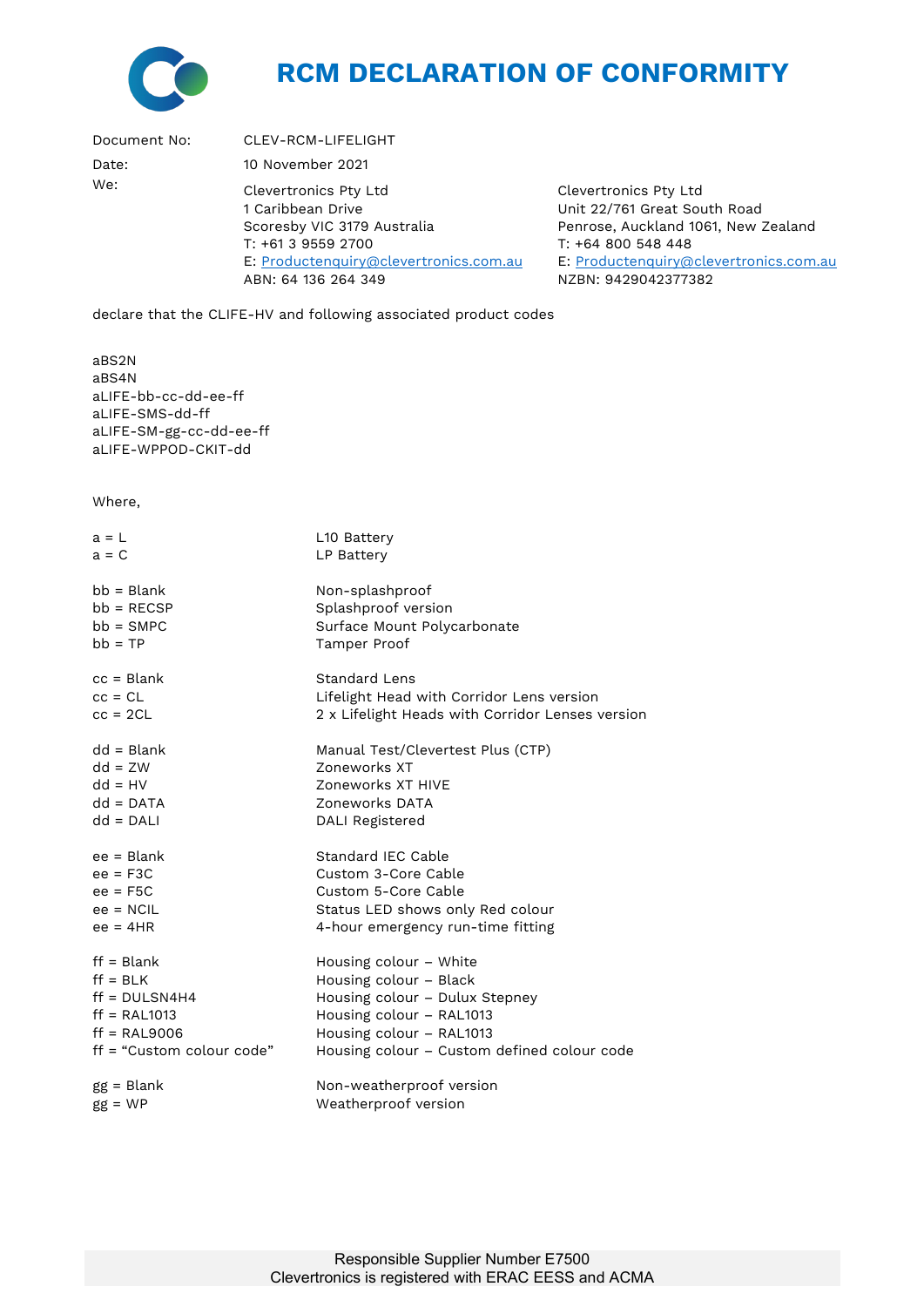# RCM DECLARATION OF CONFORMITY

Document No: CLEV-RCM-LIFELIGHT

Date: 10 November 2021

We:

Clevertronics Pty Ltd
1 Caribbean Drive
Scoresby VIC 3179 Australia
T: +61 3 9559 2700
E: Productenquiry@clevertronics.com.au
ABN: 64 136 264 349

Clevertronics Pty Ltd
Unit 22/761 Great South Road
Penrose, Auckland 1061, New Zealand
T: +64 800 548 448
E: Productenquiry@clevertronics.com.au
NZBN: 9429042377382

declare that the CLIFE-HV and following associated product codes

aBS2N
aBS4N
aLIFE-bb-cc-dd-ee-ff
aLIFE-SMS-dd-ff
aLIFE-SM-gg-cc-dd-ee-ff
aLIFE-WPPOD-CKIT-dd

Where,

| Code | Description |
|---|---|
| a = L | L10 Battery |
| a = C | LP Battery |
| | |
| bb = Blank | Non-splashproof |
| bb = RECSP | Splashproof version |
| bb = SMPC | Surface Mount Polycarbonate |
| bb = TP | Tamper Proof |
| | |
| cc = Blank | Standard Lens |
| cc = CL | Lifelight Head with Corridor Lens version |
| cc = 2CL | 2 x Lifelight Heads with Corridor Lenses version |
| | |
| dd = Blank | Manual Test/Clevertest Plus (CTP) |
| dd = ZW | Zoneworks XT |
| dd = HV | Zoneworks XT HIVE |
| dd = DATA | Zoneworks DATA |
| dd = DALI | DALI Registered |
| | |
| ee = Blank | Standard IEC Cable |
| ee = F3C | Custom 3-Core Cable |
| ee = F5C | Custom 5-Core Cable |
| ee = NCIL | Status LED shows only Red colour |
| ee = 4HR | 4-hour emergency run-time fitting |
| | |
| ff = Blank | Housing colour – White |
| ff = BLK | Housing colour – Black |
| ff = DULSN4H4 | Housing colour – Dulux Stepney |
| ff = RAL1013 | Housing colour – RAL1013 |
| ff = RAL9006 | Housing colour – RAL1013 |
| ff = “Custom colour code” | Housing colour – Custom defined colour code |
| | |
| gg = Blank | Non-weatherproof version |
| gg = WP | Weatherproof version |

Responsible Supplier Number E7500
Clevertronics is registered with ERAC EESS and ACMA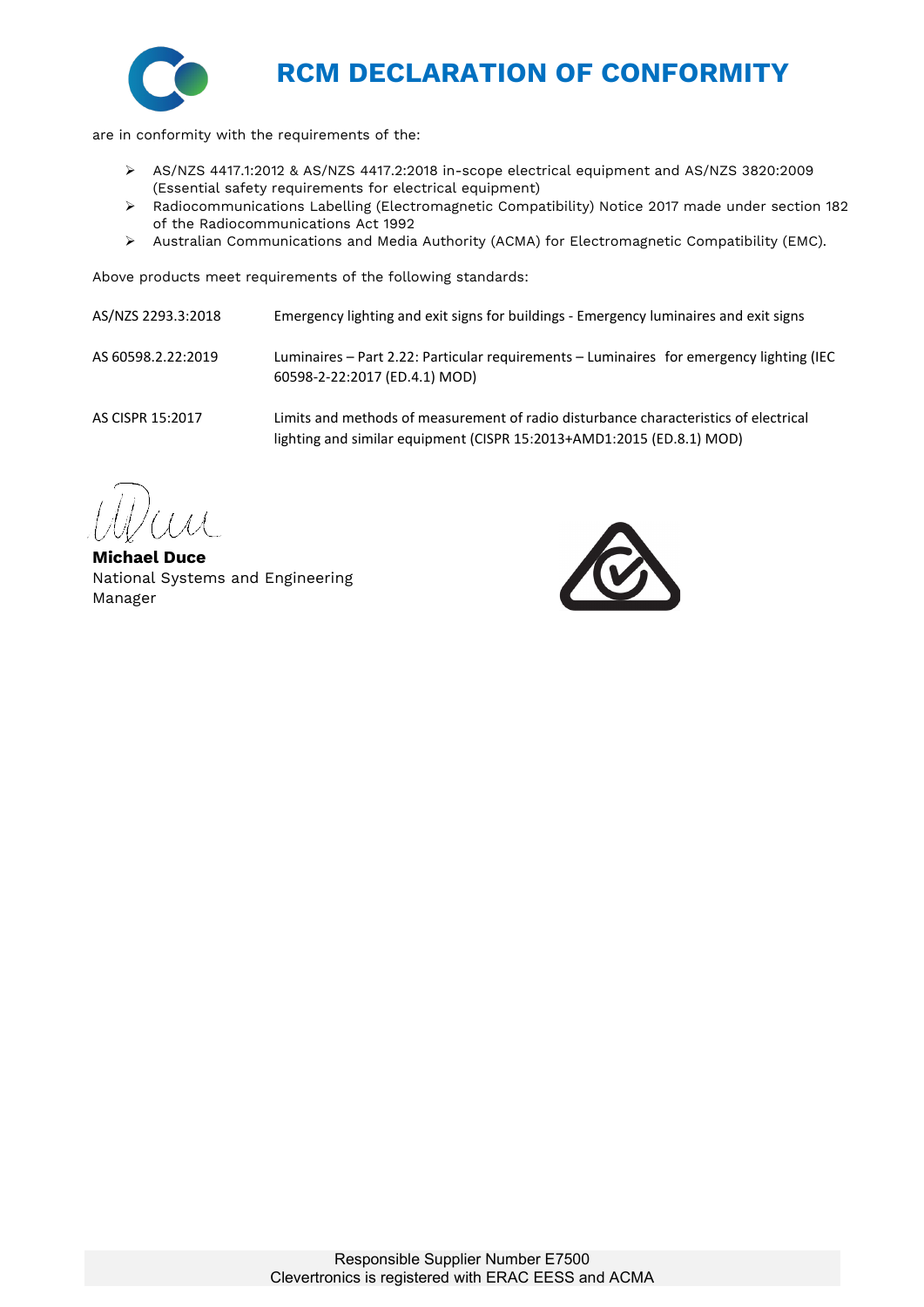# RCM DECLARATION OF CONFORMITY

are in conformity with the requirements of the:

- AS/NZS 4417.1:2012 & AS/NZS 4417.2:2018 in-scope electrical equipment and AS/NZS 3820:2009 (Essential safety requirements for electrical equipment)
- Radiocommunications Labelling (Electromagnetic Compatibility) Notice 2017 made under section 182 of the Radiocommunications Act 1992
- Australian Communications and Media Authority (ACMA) for Electromagnetic Compatibility (EMC).

Above products meet requirements of the following standards:

| | |
|---|---|
| AS/NZS 2293.3:2018 | Emergency lighting and exit signs for buildings - Emergency luminaires and exit signs |
| AS 60598.2.22:2019 | Luminaires – Part 2.22: Particular requirements – Luminaires for emergency lighting (IEC 60598-2-22:2017 (ED.4.1) MOD) |
| AS CISPR 15:2017 | Limits and methods of measurement of radio disturbance characteristics of electrical lighting and similar equipment (CISPR 15:2013+AMD1:2015 (ED.8.1) MOD) |

**Michael Duce**
National Systems and Engineering Manager

Responsible Supplier Number E7500
Clevertronics is registered with ERAC EESS and ACMA